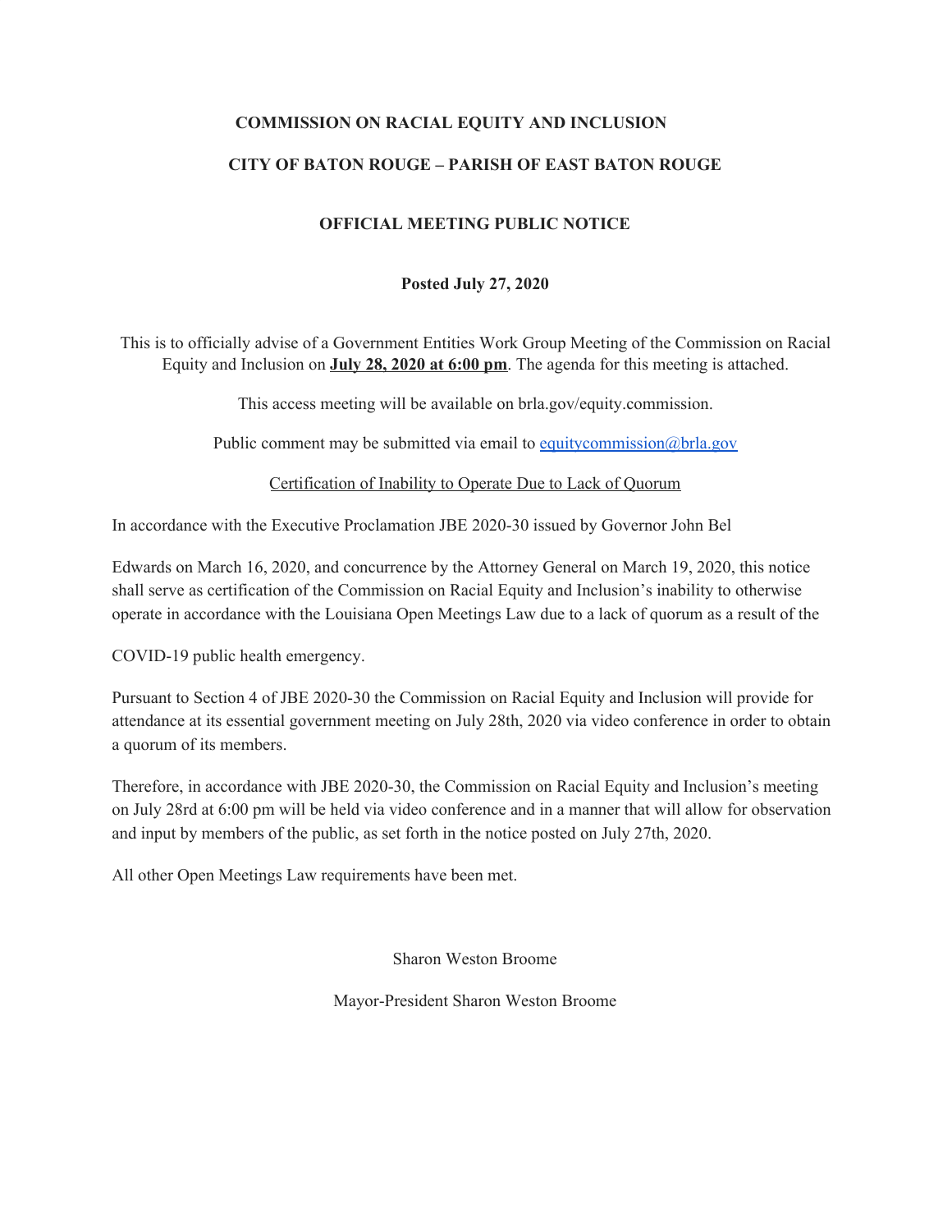**COMMISSION ON RACIAL EQUITY AND INCLUSION**

**CITY OF BATON ROUGE – PARISH OF EAST BATON ROUGE**

**OFFICIAL MEETING PUBLIC NOTICE**

**Posted July 27, 2020**

This is to officially advise of a Government Entities Work Group Meeting of the Commission on Racial Equity and Inclusion on **July 28, 2020 at 6:00 pm**. The agenda for this meeting is attached.

This access meeting will be available on brla.gov/equity.commission.

Public comment may be submitted via email to equitycommission@brla.gov

Certification of Inability to Operate Due to Lack of Quorum

In accordance with the Executive Proclamation JBE 2020-30 issued by Governor John Bel Edwards on March 16, 2020, and concurrence by the Attorney General on March 19, 2020, this notice shall serve as certification of the Commission on Racial Equity and Inclusion's inability to otherwise operate in accordance with the Louisiana Open Meetings Law due to a lack of quorum as a result of the COVID-19 public health emergency.

Pursuant to Section 4 of JBE 2020-30 the Commission on Racial Equity and Inclusion will provide for attendance at its essential government meeting on July 28th, 2020 via video conference in order to obtain a quorum of its members.

Therefore, in accordance with JBE 2020-30, the Commission on Racial Equity and Inclusion's meeting on July 28rd at 6:00 pm will be held via video conference and in a manner that will allow for observation and input by members of the public, as set forth in the notice posted on July 27th, 2020.

All other Open Meetings Law requirements have been met.

Sharon Weston Broome

Mayor-President Sharon Weston Broome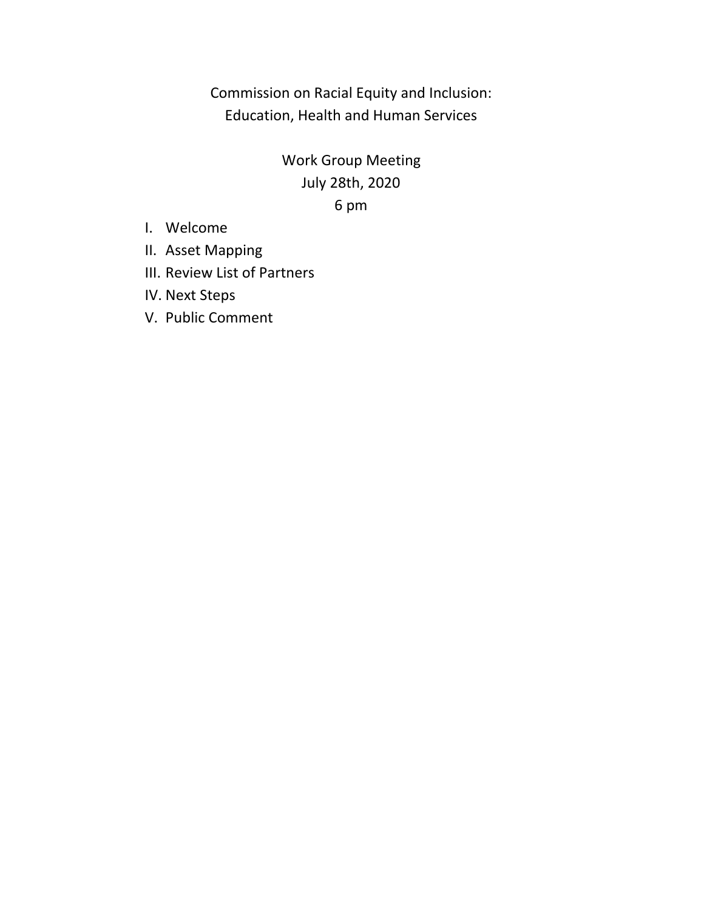# Commission on Racial Equity and Inclusion: Education, Health and Human Services

## Work Group Meeting

July 28th, 2020

6 pm

I. Welcome

II. Asset Mapping

III. Review List of Partners

IV. Next Steps

V. Public Comment